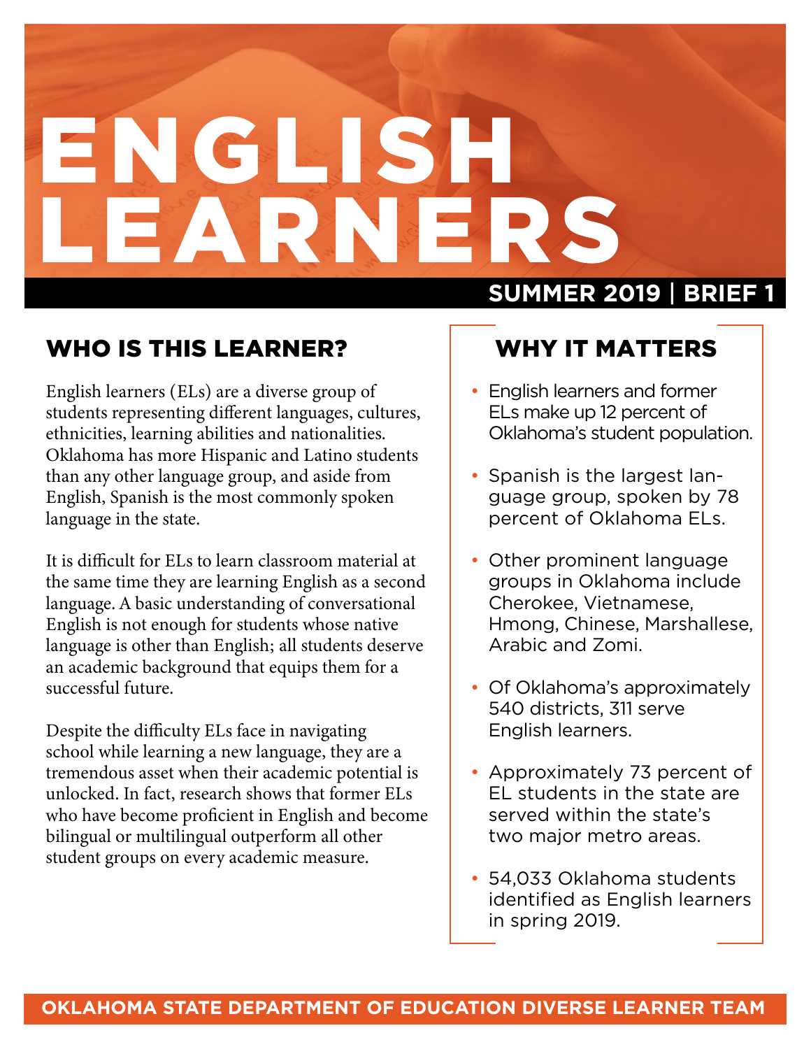# ENGLISH LEARNERS

**SUMMER 2019 | BRIEF 1**

## WHO IS THIS LEARNER?

English learners (ELs) are a diverse group of students representing different languages, cultures, ethnicities, learning abilities and nationalities. Oklahoma has more Hispanic and Latino students than any other language group, and aside from English, Spanish is the most commonly spoken language in the state.

It is difficult for ELs to learn classroom material at the same time they are learning English as a second language. A basic understanding of conversational English is not enough for students whose native language is other than English; all students deserve an academic background that equips them for a successful future.

Despite the difficulty ELs face in navigating school while learning a new language, they are a tremendous asset when their academic potential is unlocked. In fact, research shows that former ELs who have become proficient in English and become bilingual or multilingual outperform all other student groups on every academic measure.

## WHY IT MATTERS

- English learners and former ELs make up 12 percent of Oklahoma's student population.
- Spanish is the largest language group, spoken by 78 percent of Oklahoma ELs.
- Other prominent language groups in Oklahoma include Cherokee, Vietnamese, Hmong, Chinese, Marshallese, Arabic and Zomi.
- Of Oklahoma's approximately 540 districts, 311 serve English learners.
- Approximately 73 percent of EL students in the state are served within the state's two major metro areas.
- 54,033 Oklahoma students identified as English learners in spring 2019.

**OKLAHOMA STATE DEPARTMENT OF EDUCATION DIVERSE LEARNER TEAM**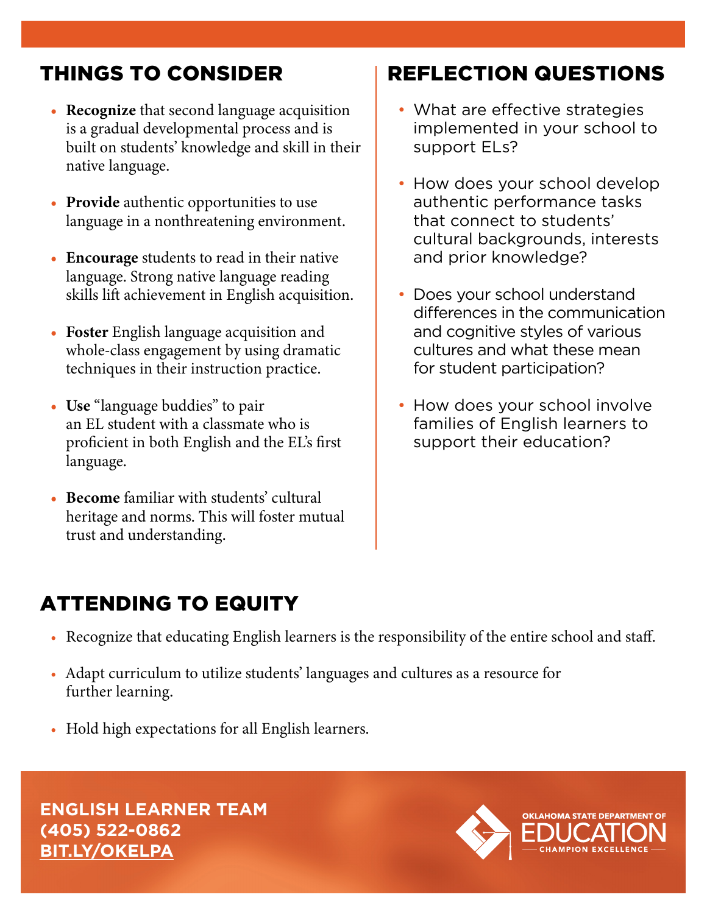## THINGS TO CONSIDER

- **Recognize** that second language acquisition is a gradual developmental process and is built on students' knowledge and skill in their native language.
- **Provide** authentic opportunities to use language in a nonthreatening environment.
- **Encourage** students to read in their native language. Strong native language reading skills lift achievement in English acquisition.
- **Foster** English language acquisition and whole-class engagement by using dramatic techniques in their instruction practice.
- **Use** "language buddies" to pair an EL student with a classmate who is proficient in both English and the EL's first language.
- **Become** familiar with students' cultural heritage and norms. This will foster mutual trust and understanding.

## REFLECTION QUESTIONS

- What are effective strategies implemented in your school to support ELs?
- How does your school develop authentic performance tasks that connect to students' cultural backgrounds, interests and prior knowledge?
- Does your school understand differences in the communication and cognitive styles of various cultures and what these mean for student participation?
- How does your school involve families of English learners to support their education?

## ATTENDING TO EQUITY

- Recognize that educating English learners is the responsibility of the entire school and staff.
- Adapt curriculum to utilize students' languages and cultures as a resource for further learning.
- Hold high expectations for all English learners.

**ENGLISH LEARNER TEAM**
**(405) 522-0862**
**BIT.LY/OKELPA**

OKLAHOMA STATE DEPARTMENT OF EDUCATION
CHAMPION EXCELLENCE